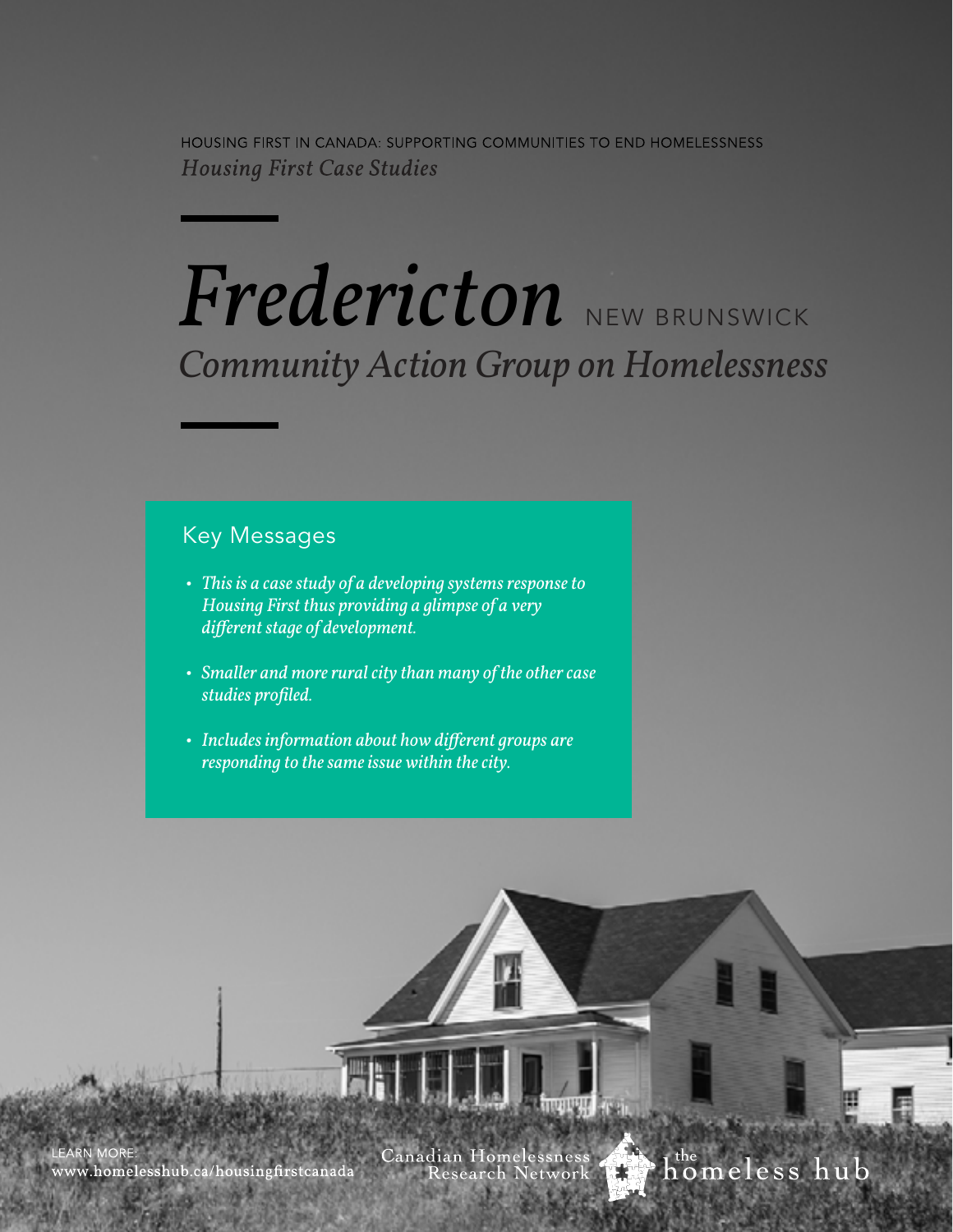HOUSING FIRST IN CANADA: SUPPORTING COMMUNITIES TO END HOMELESSNESS

*Housing First Case Studies*

# *Fredericton* NEW BRUNSWICK

## *Community Action Group on Homelessness*

### Key Messages

- *This is a case study of a developing systems response to Housing First thus providing a glimpse of a very different stage of development.*
- *Smaller and more rural city than many of the other case studies profiled.*
- *Includes information about how different groups are responding to the same issue within the city.*

LEARN MORE:
www.homelesshub.ca/housingfirstcanada

Canadian Homelessness Research Network

the homeless hub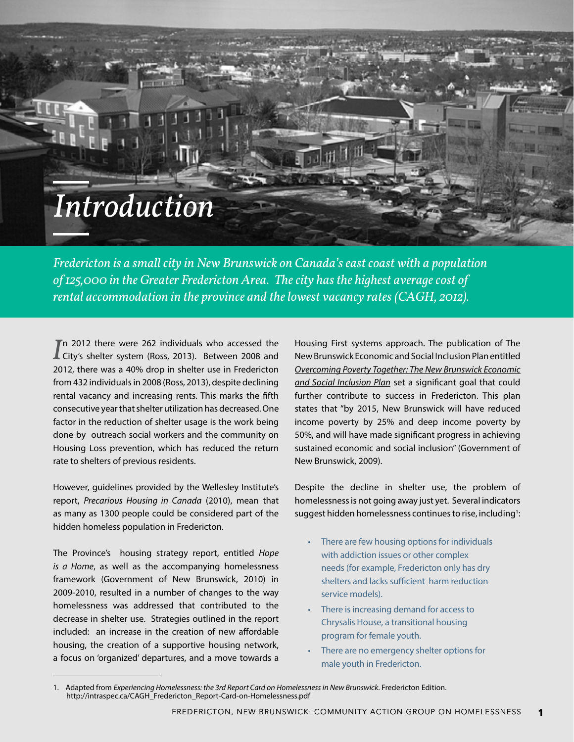# Introduction

*Fredericton is a small city in New Brunswick on Canada's east coast with a population of 125,000 in the Greater Fredericton Area. The city has the highest average cost of rental accommodation in the province and the lowest vacancy rates (CAGH, 2012).*

In 2012 there were 262 individuals who accessed the City's shelter system (Ross, 2013). Between 2008 and 2012, there was a 40% drop in shelter use in Fredericton from 432 individuals in 2008 (Ross, 2013), despite declining rental vacancy and increasing rents. This marks the fifth consecutive year that shelter utilization has decreased. One factor in the reduction of shelter usage is the work being done by outreach social workers and the community on Housing Loss prevention, which has reduced the return rate to shelters of previous residents.

However, guidelines provided by the Wellesley Institute's report, *Precarious Housing in Canada* (2010), mean that as many as 1300 people could be considered part of the hidden homeless population in Fredericton.

The Province's housing strategy report, entitled *Hope is a Home*, as well as the accompanying homelessness framework (Government of New Brunswick, 2010) in 2009-2010, resulted in a number of changes to the way homelessness was addressed that contributed to the decrease in shelter use. Strategies outlined in the report included: an increase in the creation of new affordable housing, the creation of a supportive housing network, a focus on 'organized' departures, and a move towards a Housing First systems approach. The publication of The New Brunswick Economic and Social Inclusion Plan entitled *Overcoming Poverty Together: The New Brunswick Economic and Social Inclusion Plan* set a significant goal that could further contribute to success in Fredericton. This plan states that "by 2015, New Brunswick will have reduced income poverty by 25% and deep income poverty by 50%, and will have made significant progress in achieving sustained economic and social inclusion" (Government of New Brunswick, 2009).

Despite the decline in shelter use, the problem of homelessness is not going away just yet. Several indicators suggest hidden homelessness continues to rise, including[1]:

- There are few housing options for individuals with addiction issues or other complex needs (for example, Fredericton only has dry shelters and lacks sufficient harm reduction service models).
- There is increasing demand for access to Chrysalis House, a transitional housing program for female youth.
- There are no emergency shelter options for male youth in Fredericton.

1. Adapted from *Experiencing Homelessness: the 3rd Report Card on Homelessness in New Brunswick*. Fredericton Edition. http://intraspec.ca/CAGH_Fredericton_Report-Card-on-Homelessness.pdf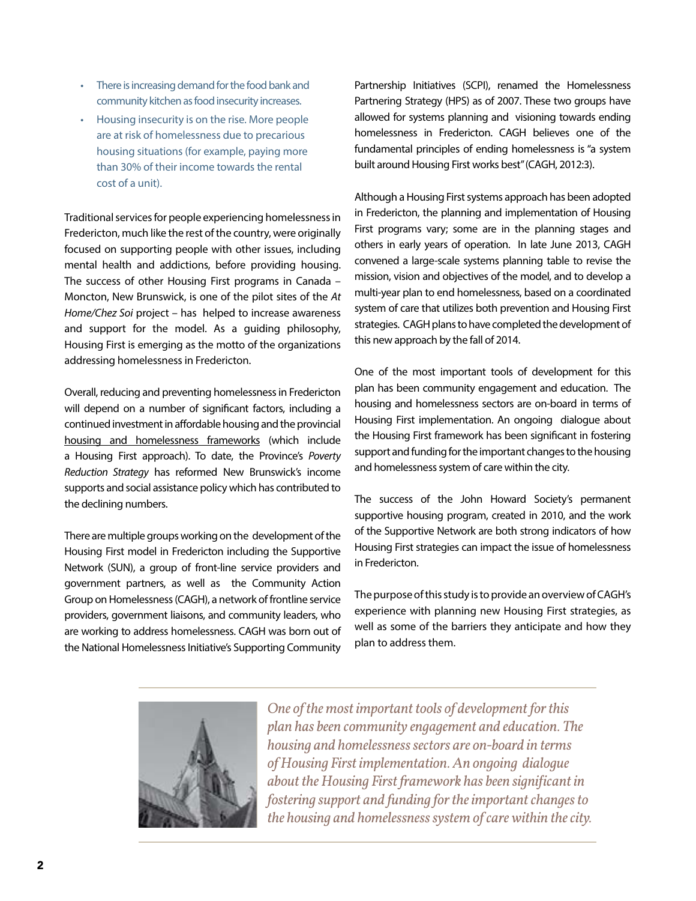- There is increasing demand for the food bank and community kitchen as food insecurity increases.
- Housing insecurity is on the rise. More people are at risk of homelessness due to precarious housing situations (for example, paying more than 30% of their income towards the rental cost of a unit).

Traditional services for people experiencing homelessness in Fredericton, much like the rest of the country, were originally focused on supporting people with other issues, including mental health and addictions, before providing housing. The success of other Housing First programs in Canada – Moncton, New Brunswick, is one of the pilot sites of the *At Home/Chez Soi* project – has helped to increase awareness and support for the model. As a guiding philosophy, Housing First is emerging as the motto of the organizations addressing homelessness in Fredericton.

Overall, reducing and preventing homelessness in Fredericton will depend on a number of significant factors, including a continued investment in affordable housing and the provincial housing and homelessness frameworks (which include a Housing First approach). To date, the Province's *Poverty Reduction Strategy* has reformed New Brunswick's income supports and social assistance policy which has contributed to the declining numbers.

There are multiple groups working on the development of the Housing First model in Fredericton including the Supportive Network (SUN), a group of front-line service providers and government partners, as well as the Community Action Group on Homelessness (CAGH), a network of frontline service providers, government liaisons, and community leaders, who are working to address homelessness. CAGH was born out of the National Homelessness Initiative's Supporting Community Partnership Initiatives (SCPI), renamed the Homelessness Partnering Strategy (HPS) as of 2007. These two groups have allowed for systems planning and visioning towards ending homelessness in Fredericton. CAGH believes one of the fundamental principles of ending homelessness is "a system built around Housing First works best" (CAGH, 2012:3).

Although a Housing First systems approach has been adopted in Fredericton, the planning and implementation of Housing First programs vary; some are in the planning stages and others in early years of operation. In late June 2013, CAGH convened a large-scale systems planning table to revise the mission, vision and objectives of the model, and to develop a multi-year plan to end homelessness, based on a coordinated system of care that utilizes both prevention and Housing First strategies. CAGH plans to have completed the development of this new approach by the fall of 2014.

One of the most important tools of development for this plan has been community engagement and education. The housing and homelessness sectors are on-board in terms of Housing First implementation. An ongoing dialogue about the Housing First framework has been significant in fostering support and funding for the important changes to the housing and homelessness system of care within the city.

The success of the John Howard Society's permanent supportive housing program, created in 2010, and the work of the Supportive Network are both strong indicators of how Housing First strategies can impact the issue of homelessness in Fredericton.

The purpose of this study is to provide an overview of CAGH's experience with planning new Housing First strategies, as well as some of the barriers they anticipate and how they plan to address them.

*One of the most important tools of development for this plan has been community engagement and education. The housing and homelessness sectors are on-board in terms of Housing First implementation. An ongoing dialogue about the Housing First framework has been significant in fostering support and funding for the important changes to the housing and homelessness system of care within the city.*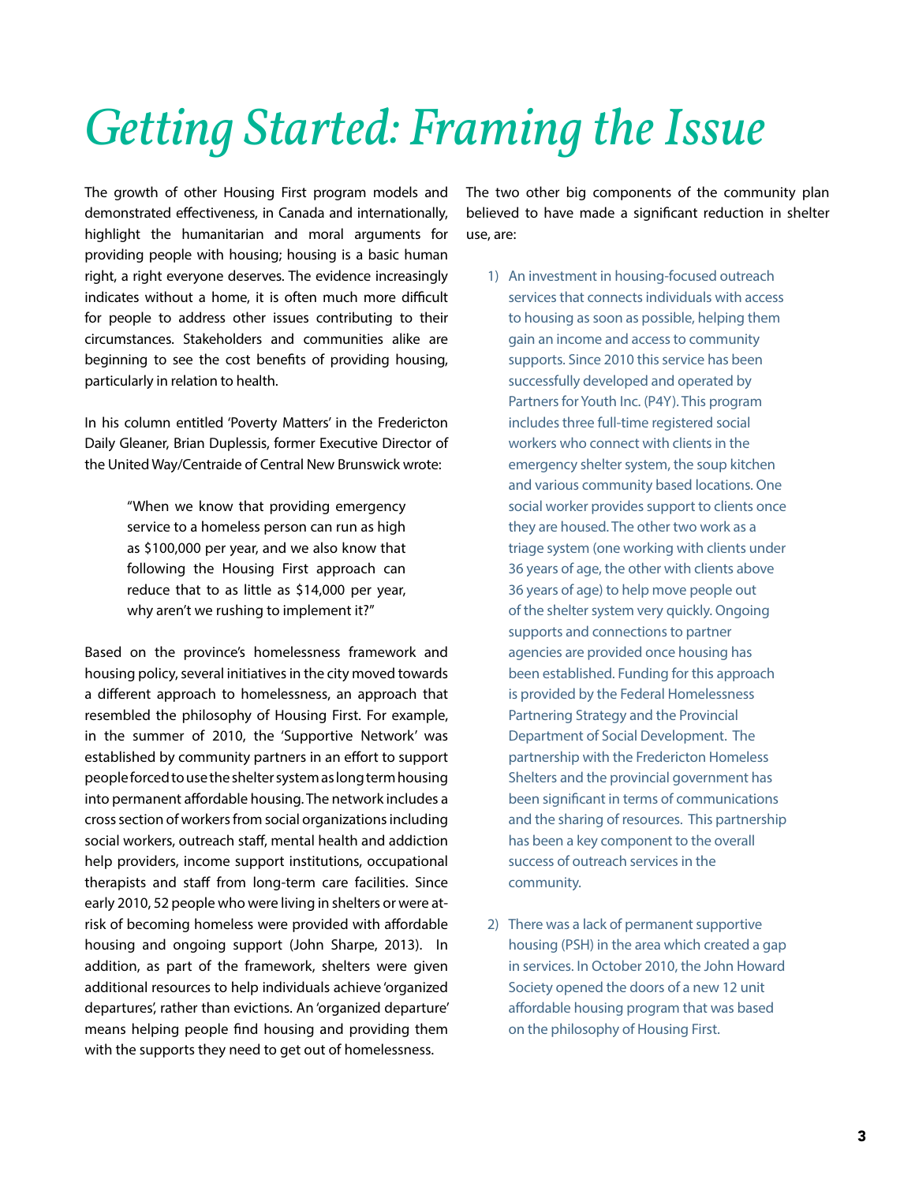# *Getting Started: Framing the Issue*

The growth of other Housing First program models and demonstrated effectiveness, in Canada and internationally, highlight the humanitarian and moral arguments for providing people with housing; housing is a basic human right, a right everyone deserves. The evidence increasingly indicates without a home, it is often much more difficult for people to address other issues contributing to their circumstances. Stakeholders and communities alike are beginning to see the cost benefits of providing housing, particularly in relation to health.

In his column entitled 'Poverty Matters' in the Fredericton Daily Gleaner, Brian Duplessis, former Executive Director of the United Way/Centraide of Central New Brunswick wrote:

> "When we know that providing emergency service to a homeless person can run as high as $100,000 per year, and we also know that following the Housing First approach can reduce that to as little as $14,000 per year, why aren't we rushing to implement it?"

Based on the province's homelessness framework and housing policy, several initiatives in the city moved towards a different approach to homelessness, an approach that resembled the philosophy of Housing First. For example, in the summer of 2010, the 'Supportive Network' was established by community partners in an effort to support people forced to use the shelter system as long term housing into permanent affordable housing. The network includes a cross section of workers from social organizations including social workers, outreach staff, mental health and addiction help providers, income support institutions, occupational therapists and staff from long-term care facilities. Since early 2010, 52 people who were living in shelters or were at-risk of becoming homeless were provided with affordable housing and ongoing support (John Sharpe, 2013). In addition, as part of the framework, shelters were given additional resources to help individuals achieve 'organized departures', rather than evictions. An 'organized departure' means helping people find housing and providing them with the supports they need to get out of homelessness.

The two other big components of the community plan believed to have made a significant reduction in shelter use, are:

1) An investment in housing-focused outreach services that connects individuals with access to housing as soon as possible, helping them gain an income and access to community supports. Since 2010 this service has been successfully developed and operated by Partners for Youth Inc. (P4Y). This program includes three full-time registered social workers who connect with clients in the emergency shelter system, the soup kitchen and various community based locations. One social worker provides support to clients once they are housed. The other two work as a triage system (one working with clients under 36 years of age, the other with clients above 36 years of age) to help move people out of the shelter system very quickly. Ongoing supports and connections to partner agencies are provided once housing has been established. Funding for this approach is provided by the Federal Homelessness Partnering Strategy and the Provincial Department of Social Development. The partnership with the Fredericton Homeless Shelters and the provincial government has been significant in terms of communications and the sharing of resources. This partnership has been a key component to the overall success of outreach services in the community.

2) There was a lack of permanent supportive housing (PSH) in the area which created a gap in services. In October 2010, the John Howard Society opened the doors of a new 12 unit affordable housing program that was based on the philosophy of Housing First.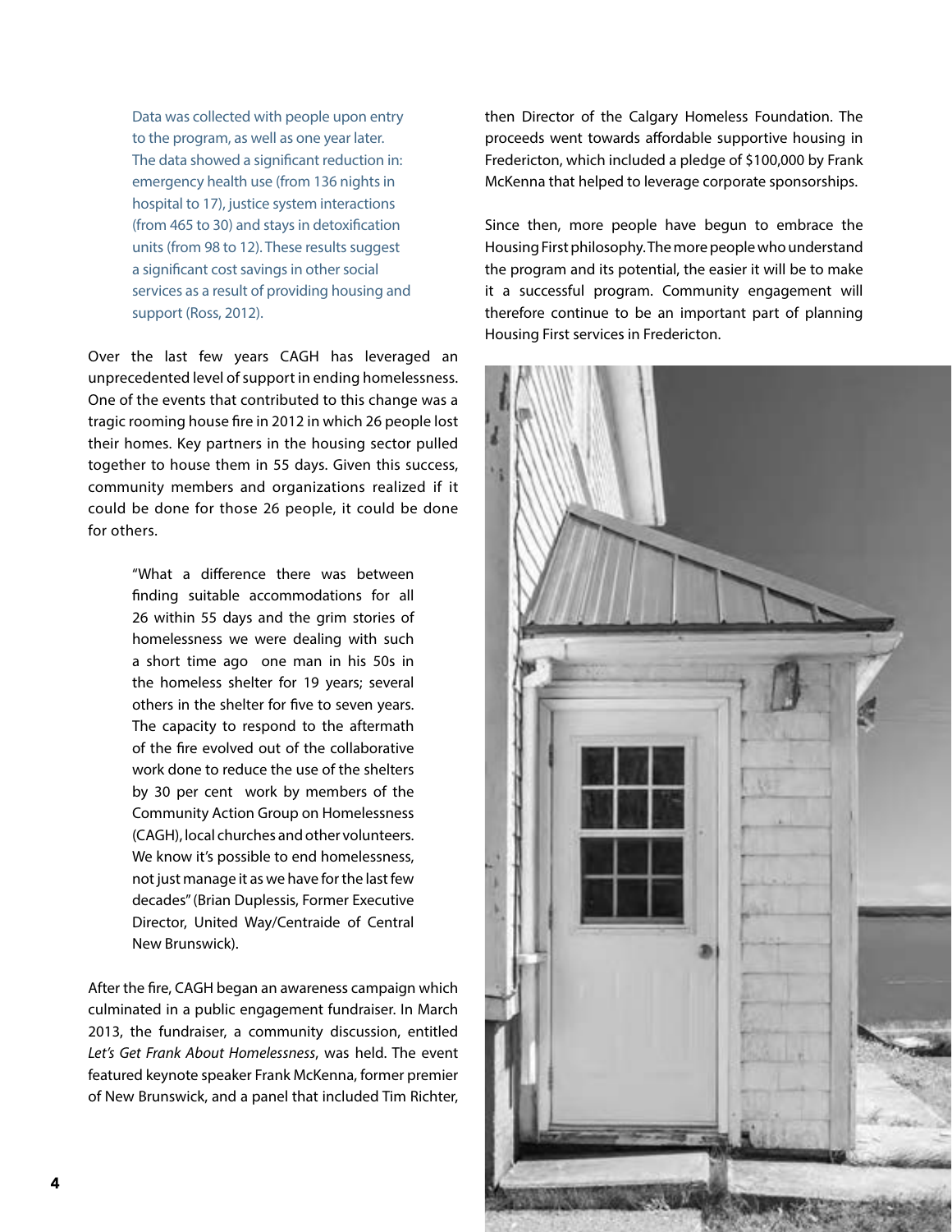> Data was collected with people upon entry to the program, as well as one year later. The data showed a significant reduction in: emergency health use (from 136 nights in hospital to 17), justice system interactions (from 465 to 30) and stays in detoxification units (from 98 to 12). These results suggest a significant cost savings in other social services as a result of providing housing and support (Ross, 2012).

Over the last few years CAGH has leveraged an unprecedented level of support in ending homelessness. One of the events that contributed to this change was a tragic rooming house fire in 2012 in which 26 people lost their homes. Key partners in the housing sector pulled together to house them in 55 days. Given this success, community members and organizations realized if it could be done for those 26 people, it could be done for others.

> "What a difference there was between finding suitable accommodations for all 26 within 55 days and the grim stories of homelessness we were dealing with such a short time ago one man in his 50s in the homeless shelter for 19 years; several others in the shelter for five to seven years. The capacity to respond to the aftermath of the fire evolved out of the collaborative work done to reduce the use of the shelters by 30 per cent work by members of the Community Action Group on Homelessness (CAGH), local churches and other volunteers. We know it's possible to end homelessness, not just manage it as we have for the last few decades" (Brian Duplessis, Former Executive Director, United Way/Centraide of Central New Brunswick).

After the fire, CAGH began an awareness campaign which culminated in a public engagement fundraiser. In March 2013, the fundraiser, a community discussion, entitled *Let's Get Frank About Homelessness*, was held. The event featured keynote speaker Frank McKenna, former premier of New Brunswick, and a panel that included Tim Richter, then Director of the Calgary Homeless Foundation. The proceeds went towards affordable supportive housing in Fredericton, which included a pledge of $100,000 by Frank McKenna that helped to leverage corporate sponsorships.

Since then, more people have begun to embrace the Housing First philosophy. The more people who understand the program and its potential, the easier it will be to make it a successful program. Community engagement will therefore continue to be an important part of planning Housing First services in Fredericton.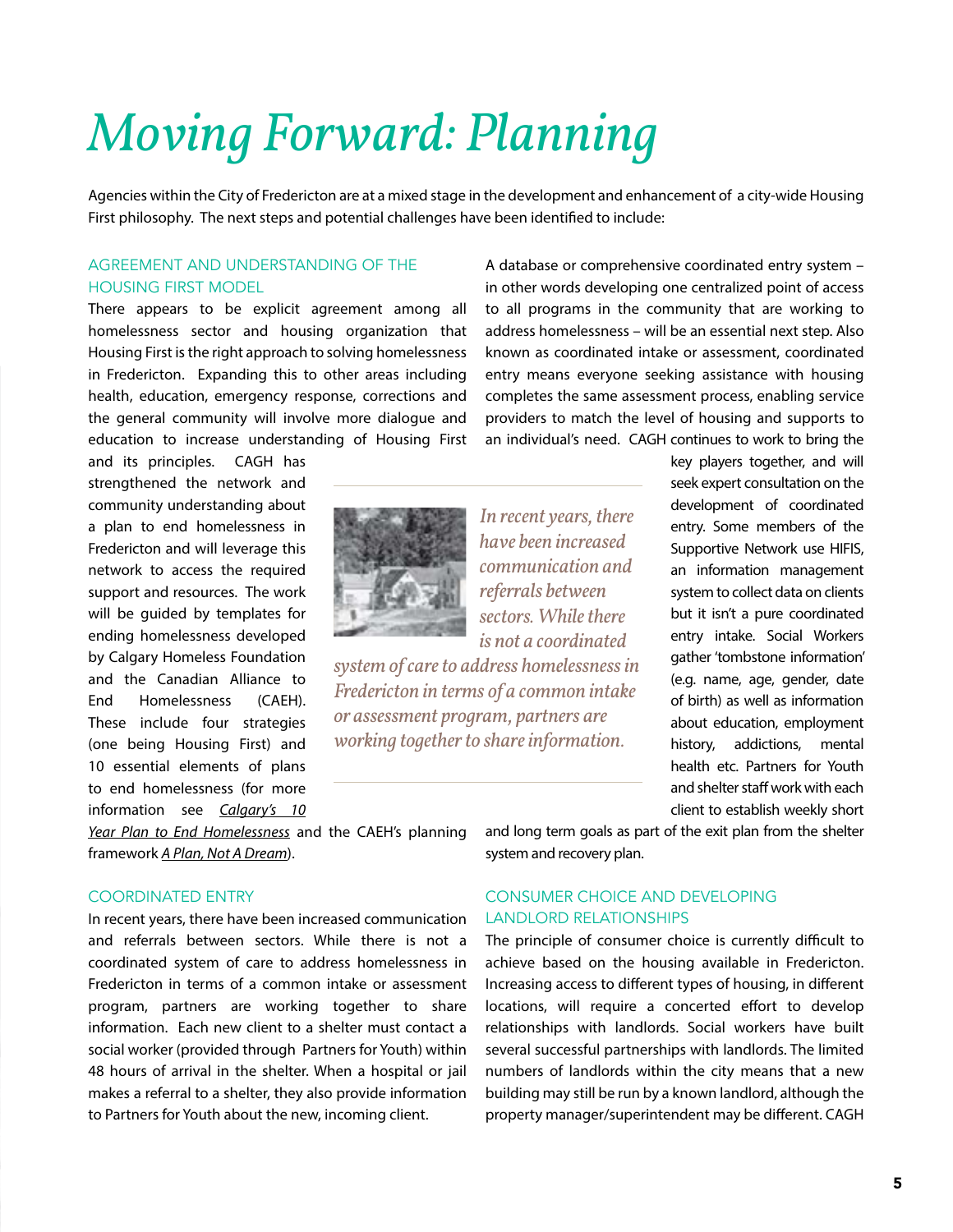# Moving Forward: Planning

Agencies within the City of Fredericton are at a mixed stage in the development and enhancement of a city-wide Housing First philosophy. The next steps and potential challenges have been identified to include:

## AGREEMENT AND UNDERSTANDING OF THE HOUSING FIRST MODEL

There appears to be explicit agreement among all homelessness sector and housing organization that Housing First is the right approach to solving homelessness in Fredericton. Expanding this to other areas including health, education, emergency response, corrections and the general community will involve more dialogue and education to increase understanding of Housing First and its principles. CAGH has strengthened the network and community understanding about a plan to end homelessness in Fredericton and will leverage this network to access the required support and resources. The work will be guided by templates for ending homelessness developed by Calgary Homeless Foundation and the Canadian Alliance to End Homelessness (CAEH). These include four strategies (one being Housing First) and 10 essential elements of plans to end homelessness (for more information see _Calgary's 10 Year Plan to End Homelessness_ and the CAEH's planning framework _A Plan, Not A Dream_).

## COORDINATED ENTRY

In recent years, there have been increased communication and referrals between sectors. While there is not a coordinated system of care to address homelessness in Fredericton in terms of a common intake or assessment program, partners are working together to share information. Each new client to a shelter must contact a social worker (provided through Partners for Youth) within 48 hours of arrival in the shelter. When a hospital or jail makes a referral to a shelter, they also provide information to Partners for Youth about the new, incoming client.

A database or comprehensive coordinated entry system – in other words developing one centralized point of access to all programs in the community that are working to address homelessness – will be an essential next step. Also known as coordinated intake or assessment, coordinated entry means everyone seeking assistance with housing completes the same assessment process, enabling service providers to match the level of housing and supports to an individual's need. CAGH continues to work to bring the key players together, and will seek expert consultation on the development of coordinated entry. Some members of the Supportive Network use HIFIS, an information management system to collect data on clients but it isn't a pure coordinated entry intake. Social Workers gather 'tombstone information' (e.g. name, age, gender, date of birth) as well as information about education, employment history, addictions, mental health etc. Partners for Youth and shelter staff work with each client to establish weekly short and long term goals as part of the exit plan from the shelter system and recovery plan.

*In recent years, there have been increased communication and referrals between sectors. While there is not a coordinated system of care to address homelessness in Fredericton in terms of a common intake or assessment program, partners are working together to share information.*

## CONSUMER CHOICE AND DEVELOPING LANDLORD RELATIONSHIPS

The principle of consumer choice is currently difficult to achieve based on the housing available in Fredericton. Increasing access to different types of housing, in different locations, will require a concerted effort to develop relationships with landlords. Social workers have built several successful partnerships with landlords. The limited numbers of landlords within the city means that a new building may still be run by a known landlord, although the property manager/superintendent may be different. CAGH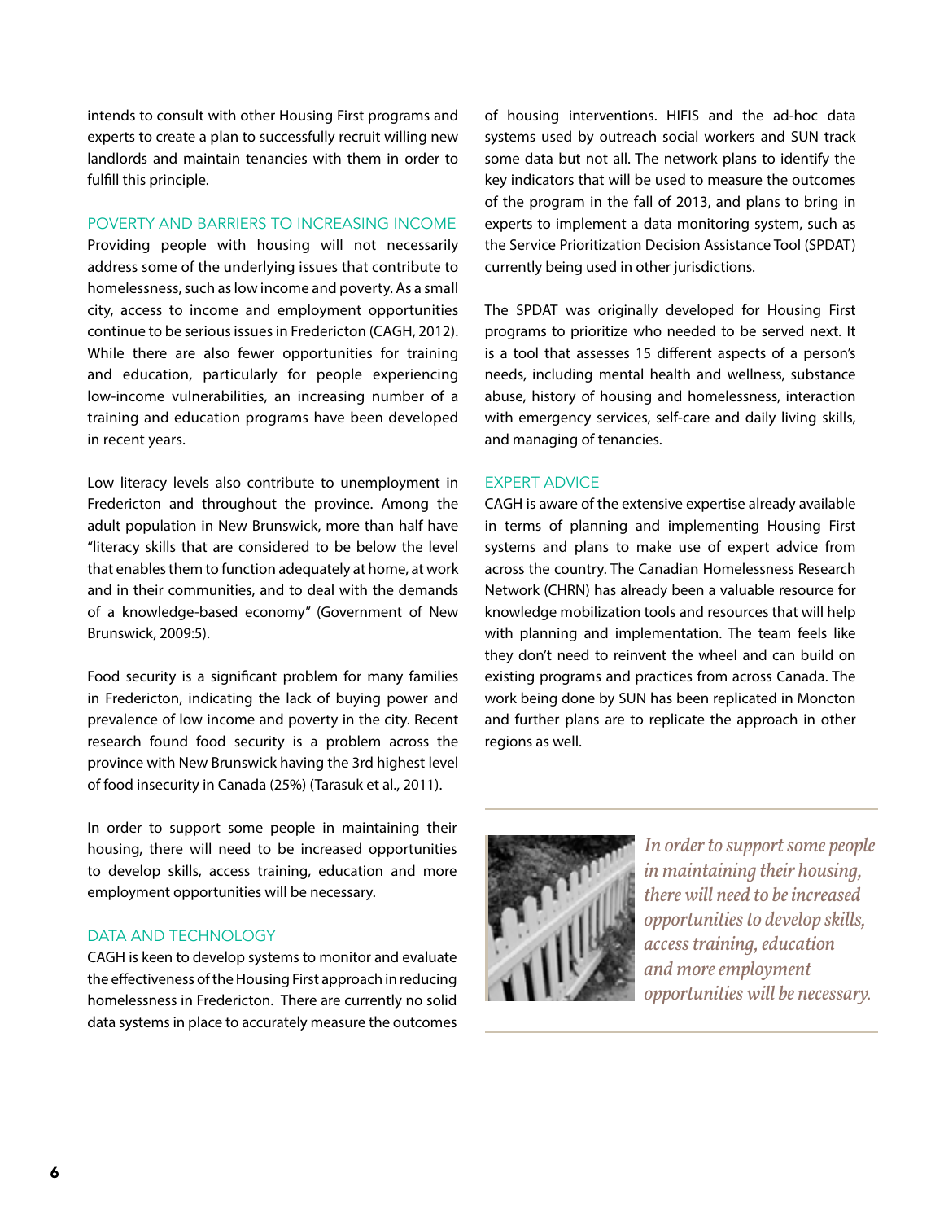intends to consult with other Housing First programs and experts to create a plan to successfully recruit willing new landlords and maintain tenancies with them in order to fulfill this principle.

### POVERTY AND BARRIERS TO INCREASING INCOME

Providing people with housing will not necessarily address some of the underlying issues that contribute to homelessness, such as low income and poverty. As a small city, access to income and employment opportunities continue to be serious issues in Fredericton (CAGH, 2012). While there are also fewer opportunities for training and education, particularly for people experiencing low-income vulnerabilities, an increasing number of a training and education programs have been developed in recent years.

Low literacy levels also contribute to unemployment in Fredericton and throughout the province. Among the adult population in New Brunswick, more than half have "literacy skills that are considered to be below the level that enables them to function adequately at home, at work and in their communities, and to deal with the demands of a knowledge-based economy" (Government of New Brunswick, 2009:5).

Food security is a significant problem for many families in Fredericton, indicating the lack of buying power and prevalence of low income and poverty in the city. Recent research found food security is a problem across the province with New Brunswick having the 3rd highest level of food insecurity in Canada (25%) (Tarasuk et al., 2011).

In order to support some people in maintaining their housing, there will need to be increased opportunities to develop skills, access training, education and more employment opportunities will be necessary.

### DATA AND TECHNOLOGY

CAGH is keen to develop systems to monitor and evaluate the effectiveness of the Housing First approach in reducing homelessness in Fredericton. There are currently no solid data systems in place to accurately measure the outcomes of housing interventions. HIFIS and the ad-hoc data systems used by outreach social workers and SUN track some data but not all. The network plans to identify the key indicators that will be used to measure the outcomes of the program in the fall of 2013, and plans to bring in experts to implement a data monitoring system, such as the Service Prioritization Decision Assistance Tool (SPDAT) currently being used in other jurisdictions.

The SPDAT was originally developed for Housing First programs to prioritize who needed to be served next. It is a tool that assesses 15 different aspects of a person's needs, including mental health and wellness, substance abuse, history of housing and homelessness, interaction with emergency services, self-care and daily living skills, and managing of tenancies.

### EXPERT ADVICE

CAGH is aware of the extensive expertise already available in terms of planning and implementing Housing First systems and plans to make use of expert advice from across the country. The Canadian Homelessness Research Network (CHRN) has already been a valuable resource for knowledge mobilization tools and resources that will help with planning and implementation. The team feels like they don't need to reinvent the wheel and can build on existing programs and practices from across Canada. The work being done by SUN has been replicated in Moncton and further plans are to replicate the approach in other regions as well.

*In order to support some people in maintaining their housing, there will need to be increased opportunities to develop skills, access training, education and more employment opportunities will be necessary.*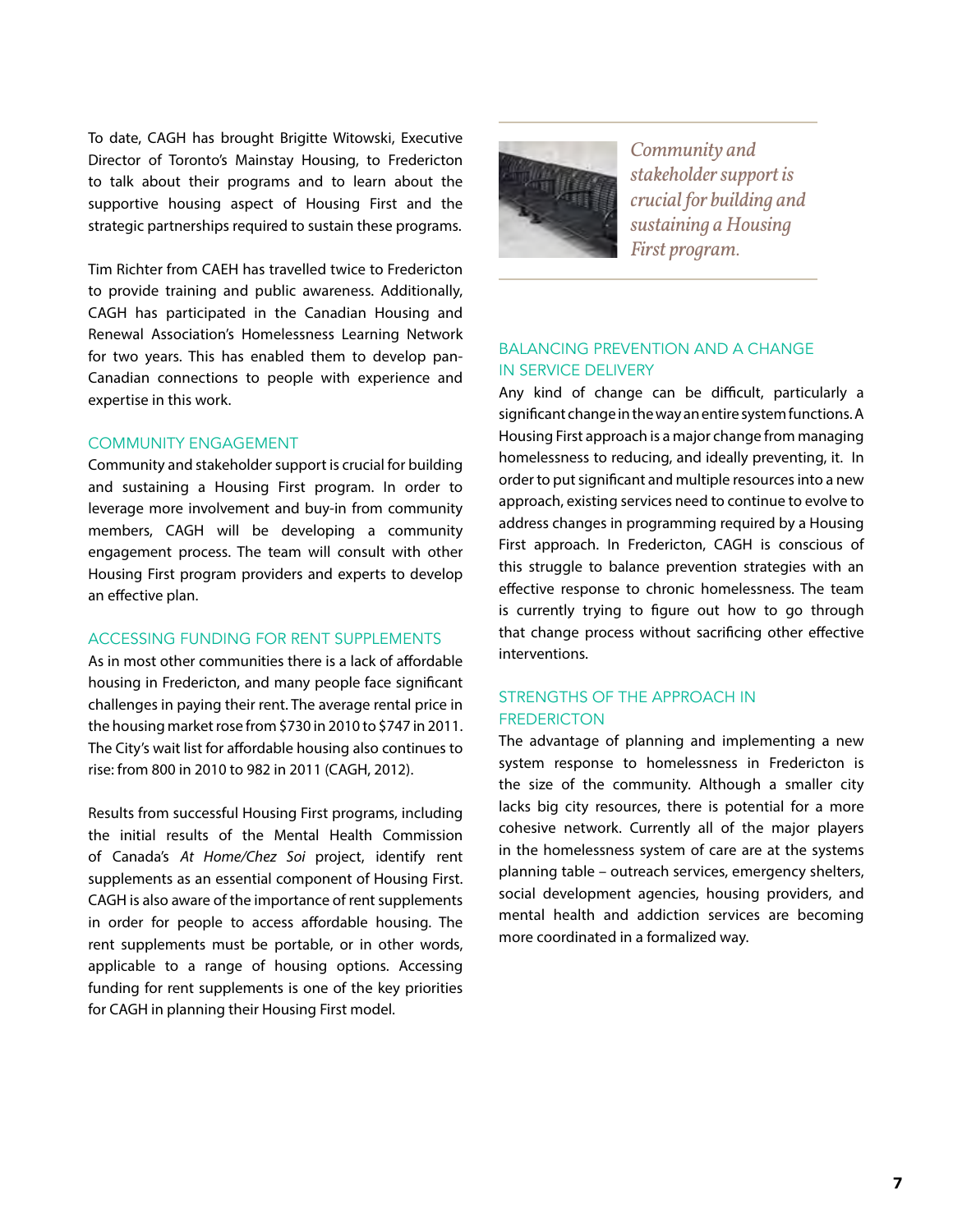To date, CAGH has brought Brigitte Witowski, Executive Director of Toronto's Mainstay Housing, to Fredericton to talk about their programs and to learn about the supportive housing aspect of Housing First and the strategic partnerships required to sustain these programs.

Tim Richter from CAEH has travelled twice to Fredericton to provide training and public awareness. Additionally, CAGH has participated in the Canadian Housing and Renewal Association's Homelessness Learning Network for two years. This has enabled them to develop pan-Canadian connections to people with experience and expertise in this work.

## COMMUNITY ENGAGEMENT

Community and stakeholder support is crucial for building and sustaining a Housing First program. In order to leverage more involvement and buy-in from community members, CAGH will be developing a community engagement process. The team will consult with other Housing First program providers and experts to develop an effective plan.

## ACCESSING FUNDING FOR RENT SUPPLEMENTS

As in most other communities there is a lack of affordable housing in Fredericton, and many people face significant challenges in paying their rent. The average rental price in the housing market rose from $730 in 2010 to $747 in 2011. The City's wait list for affordable housing also continues to rise: from 800 in 2010 to 982 in 2011 (CAGH, 2012).

Results from successful Housing First programs, including the initial results of the Mental Health Commission of Canada's *At Home/Chez Soi* project, identify rent supplements as an essential component of Housing First. CAGH is also aware of the importance of rent supplements in order for people to access affordable housing. The rent supplements must be portable, or in other words, applicable to a range of housing options. Accessing funding for rent supplements is one of the key priorities for CAGH in planning their Housing First model.

*Community and stakeholder support is crucial for building and sustaining a Housing First program.*

## BALANCING PREVENTION AND A CHANGE IN SERVICE DELIVERY

Any kind of change can be difficult, particularly a significant change in the way an entire system functions. A Housing First approach is a major change from managing homelessness to reducing, and ideally preventing, it. In order to put significant and multiple resources into a new approach, existing services need to continue to evolve to address changes in programming required by a Housing First approach. In Fredericton, CAGH is conscious of this struggle to balance prevention strategies with an effective response to chronic homelessness. The team is currently trying to figure out how to go through that change process without sacrificing other effective interventions.

## STRENGTHS OF THE APPROACH IN FREDERICTON

The advantage of planning and implementing a new system response to homelessness in Fredericton is the size of the community. Although a smaller city lacks big city resources, there is potential for a more cohesive network. Currently all of the major players in the homelessness system of care are at the systems planning table – outreach services, emergency shelters, social development agencies, housing providers, and mental health and addiction services are becoming more coordinated in a formalized way.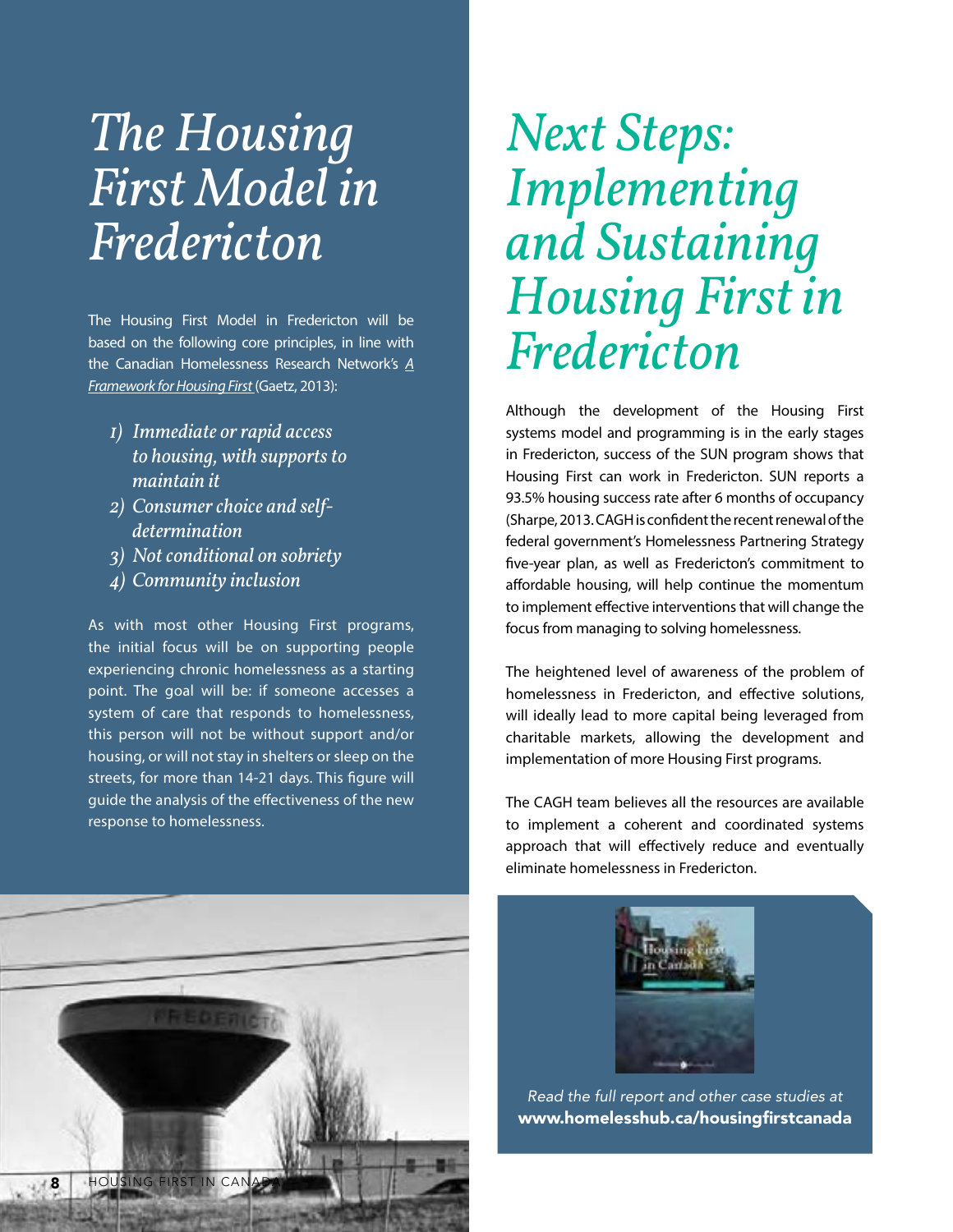# The Housing First Model in Fredericton

The Housing First Model in Fredericton will be based on the following core principles, in line with the Canadian Homelessness Research Network's *A Framework for Housing First* (Gaetz, 2013):

1) *Immediate or rapid access to housing, with supports to maintain it*
2) *Consumer choice and self-determination*
3) *Not conditional on sobriety*
4) *Community inclusion*

As with most other Housing First programs, the initial focus will be on supporting people experiencing chronic homelessness as a starting point. The goal will be: if someone accesses a system of care that responds to homelessness, this person will not be without support and/or housing, or will not stay in shelters or sleep on the streets, for more than 14-21 days. This figure will guide the analysis of the effectiveness of the new response to homelessness.

# Next Steps: Implementing and Sustaining Housing First in Fredericton

Although the development of the Housing First systems model and programming is in the early stages in Fredericton, success of the SUN program shows that Housing First can work in Fredericton. SUN reports a 93.5% housing success rate after 6 months of occupancy (Sharpe, 2013. CAGH is confident the recent renewal of the federal government's Homelessness Partnering Strategy five-year plan, as well as Fredericton's commitment to affordable housing, will help continue the momentum to implement effective interventions that will change the focus from managing to solving homelessness.

The heightened level of awareness of the problem of homelessness in Fredericton, and effective solutions, will ideally lead to more capital being leveraged from charitable markets, allowing the development and implementation of more Housing First programs.

The CAGH team believes all the resources are available to implement a coherent and coordinated systems approach that will effectively reduce and eventually eliminate homelessness in Fredericton.

*Read the full report and other case studies at*
**www.homelesshub.ca/housingfirstcanada**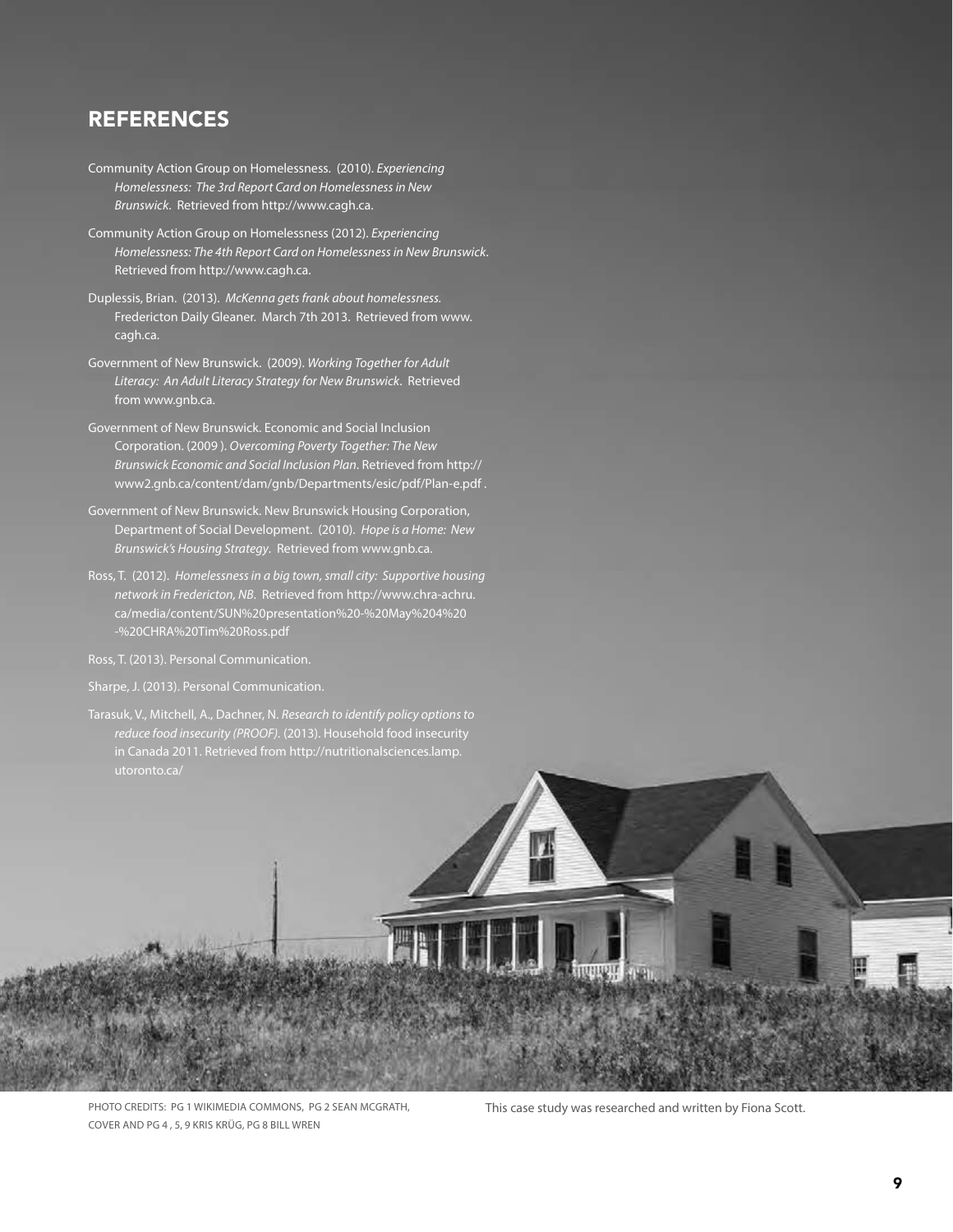## REFERENCES

Community Action Group on Homelessness. (2010). *Experiencing Homelessness: The 3rd Report Card on Homelessness in New Brunswick*. Retrieved from http://www.cagh.ca.

Community Action Group on Homelessness (2012). *Experiencing Homelessness: The 4th Report Card on Homelessness in New Brunswick*. Retrieved from http://www.cagh.ca.

Duplessis, Brian. (2013). *McKenna gets frank about homelessness.* Fredericton Daily Gleaner. March 7th 2013. Retrieved from www.cagh.ca.

Government of New Brunswick. (2009). *Working Together for Adult Literacy: An Adult Literacy Strategy for New Brunswick*. Retrieved from www.gnb.ca.

Government of New Brunswick. Economic and Social Inclusion Corporation. (2009 ). *Overcoming Poverty Together: The New Brunswick Economic and Social Inclusion Plan*. Retrieved from http://www2.gnb.ca/content/dam/gnb/Departments/esic/pdf/Plan-e.pdf .

Government of New Brunswick. New Brunswick Housing Corporation, Department of Social Development. (2010). *Hope is a Home: New Brunswick's Housing Strategy*. Retrieved from www.gnb.ca.

Ross, T. (2012). *Homelessness in a big town, small city: Supportive housing network in Fredericton, NB*. Retrieved from http://www.chra-achru.ca/media/content/SUN%20presentation%20-%20May%204%20-%20CHRA%20Tim%20Ross.pdf

Ross, T. (2013). Personal Communication.

Sharpe, J. (2013). Personal Communication.

Tarasuk, V., Mitchell, A., Dachner, N. *Research to identify policy options to reduce food insecurity (PROOF)*. (2013). Household food insecurity in Canada 2011. Retrieved from http://nutritionalsciences.lamp.utoronto.ca/

PHOTO CREDITS: PG 1 WIKIMEDIA COMMONS, PG 2 SEAN MCGRATH, COVER AND PG 4 , 5, 9 KRIS KRÜG, PG 8 BILL WREN

This case study was researched and written by Fiona Scott.